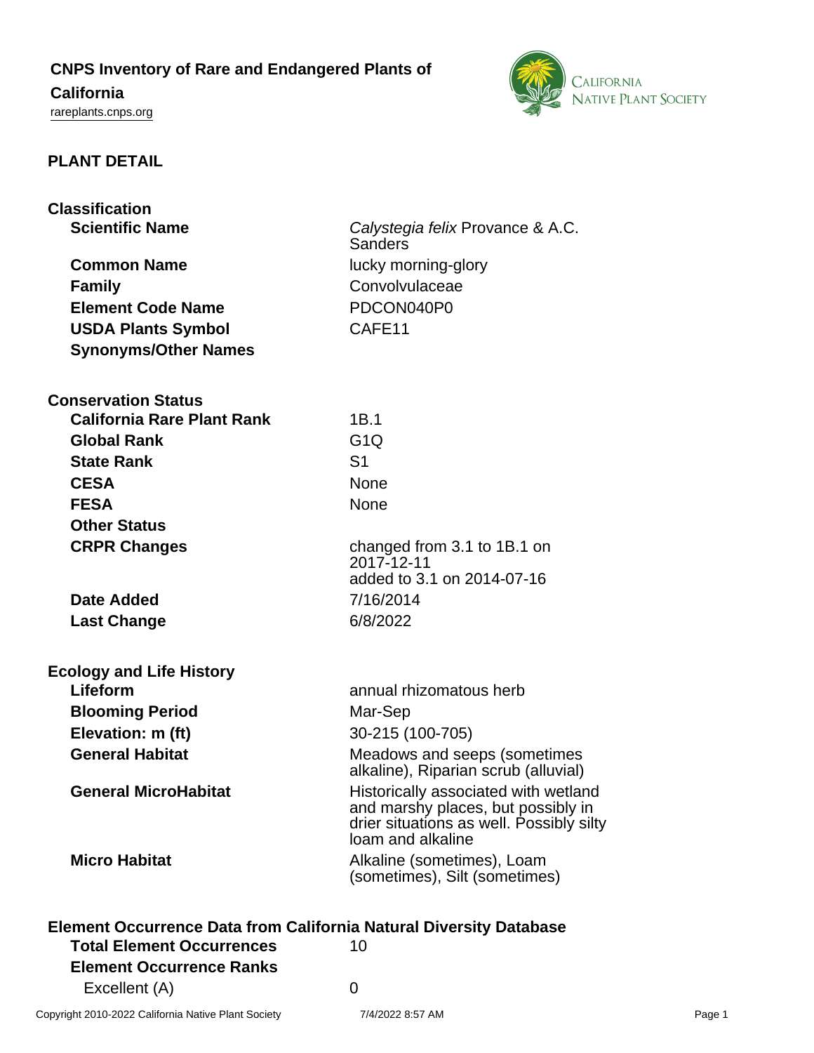# CNPS Inventory of Rare and Endangered Plants of California

rareplants.cnps.org

## PLANT DETAIL

### Classification

| | |
|---|---|
| **Scientific Name** | *Calystegia felix* Provance & A.C. Sanders |
| **Common Name** | lucky morning-glory |
| **Family** | Convolvulaceae |
| **Element Code Name** | PDCON040P0 |
| **USDA Plants Symbol** | CAFE11 |
| **Synonyms/Other Names** | |

### Conservation Status

| | |
|---|---|
| **California Rare Plant Rank** | 1B.1 |
| **Global Rank** | G1Q |
| **State Rank** | S1 |
| **CESA** | None |
| **FESA** | None |
| **Other Status** | |
| **CRPR Changes** | changed from 3.1 to 1B.1 on 2017-12-11<br>added to 3.1 on 2014-07-16 |
| **Date Added** | 7/16/2014 |
| **Last Change** | 6/8/2022 |

### Ecology and Life History

| | |
|---|---|
| **Lifeform** | annual rhizomatous herb |
| **Blooming Period** | Mar-Sep |
| **Elevation: m (ft)** | 30-215 (100-705) |
| **General Habitat** | Meadows and seeps (sometimes alkaline), Riparian scrub (alluvial) |
| **General MicroHabitat** | Historically associated with wetland and marshy places, but possibly in drier situations as well. Possibly silty loam and alkaline |
| **Micro Habitat** | Alkaline (sometimes), Loam (sometimes), Silt (sometimes) |

### Element Occurrence Data from California Natural Diversity Database

| | |
|---|---|
| **Total Element Occurrences** | 10 |
| **Element Occurrence Ranks** | |
| Excellent (A) | 0 |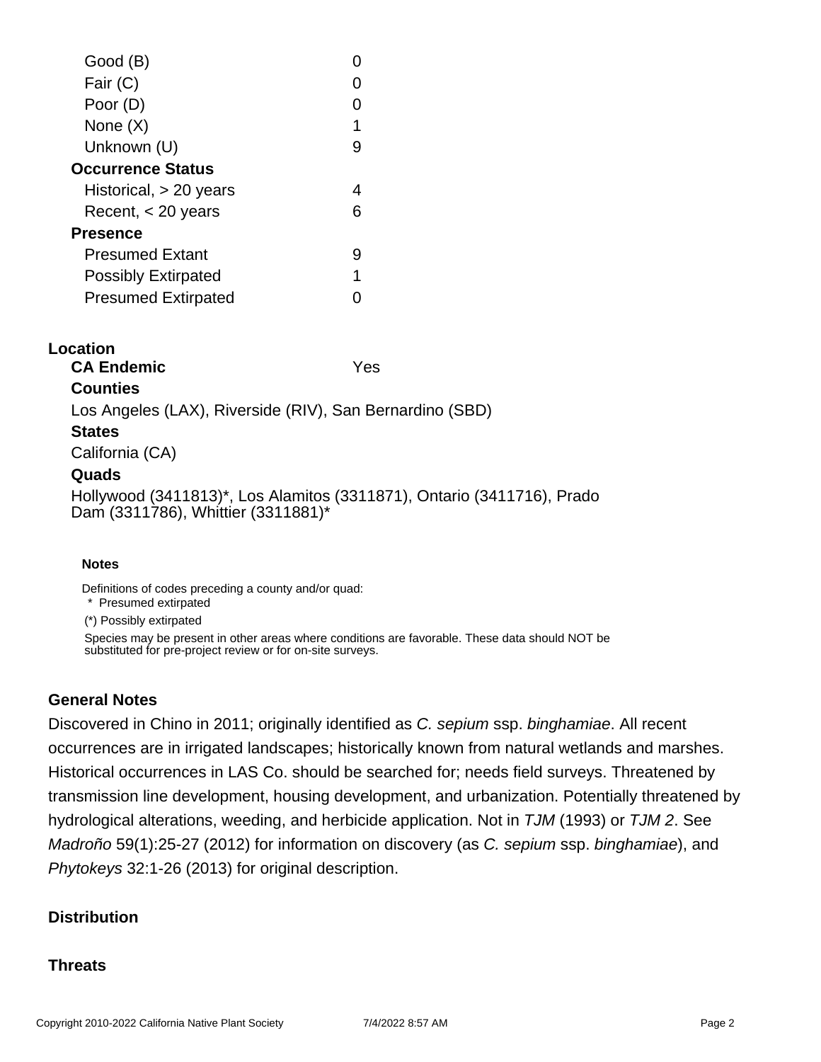| | |
|---|---|
| Good (B) | 0 |
| Fair (C) | 0 |
| Poor (D) | 0 |
| None (X) | 1 |
| Unknown (U) | 9 |
| **Occurrence Status** | |
| Historical, > 20 years | 4 |
| Recent, < 20 years | 6 |
| **Presence** | |
| Presumed Extant | 9 |
| Possibly Extirpated | 1 |
| Presumed Extirpated | 0 |

### Location

**CA Endemic** Yes

**Counties**

Los Angeles (LAX), Riverside (RIV), San Bernardino (SBD)

**States**

California (CA)

**Quads**

Hollywood (3411813)*, Los Alamitos (3311871), Ontario (3411716), Prado Dam (3311786), Whittier (3311881)*

**Notes**

Definitions of codes preceding a county and/or quad:

\* Presumed extirpated

(*) Possibly extirpated

Species may be present in other areas where conditions are favorable. These data should NOT be substituted for pre-project review or for on-site surveys.

### General Notes

Discovered in Chino in 2011; originally identified as *C. sepium* ssp. *binghamiae*. All recent occurrences are in irrigated landscapes; historically known from natural wetlands and marshes. Historical occurrences in LAS Co. should be searched for; needs field surveys. Threatened by transmission line development, housing development, and urbanization. Potentially threatened by hydrological alterations, weeding, and herbicide application. Not in *TJM* (1993) or *TJM 2*. See *Madroño* 59(1):25-27 (2012) for information on discovery (as *C. sepium* ssp. *binghamiae*), and *Phytokeys* 32:1-26 (2013) for original description.

### Distribution

### Threats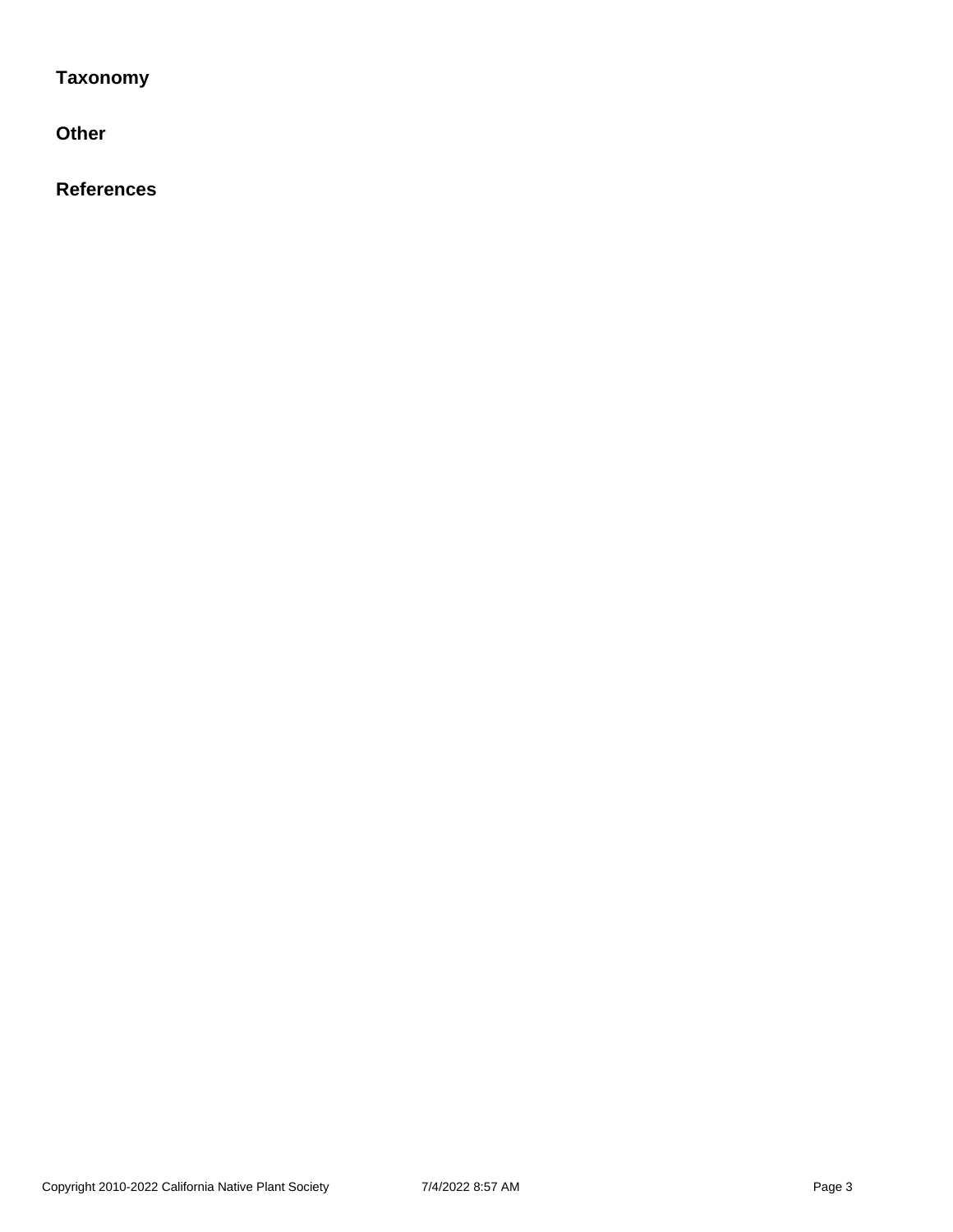## Taxonomy

## Other

## References